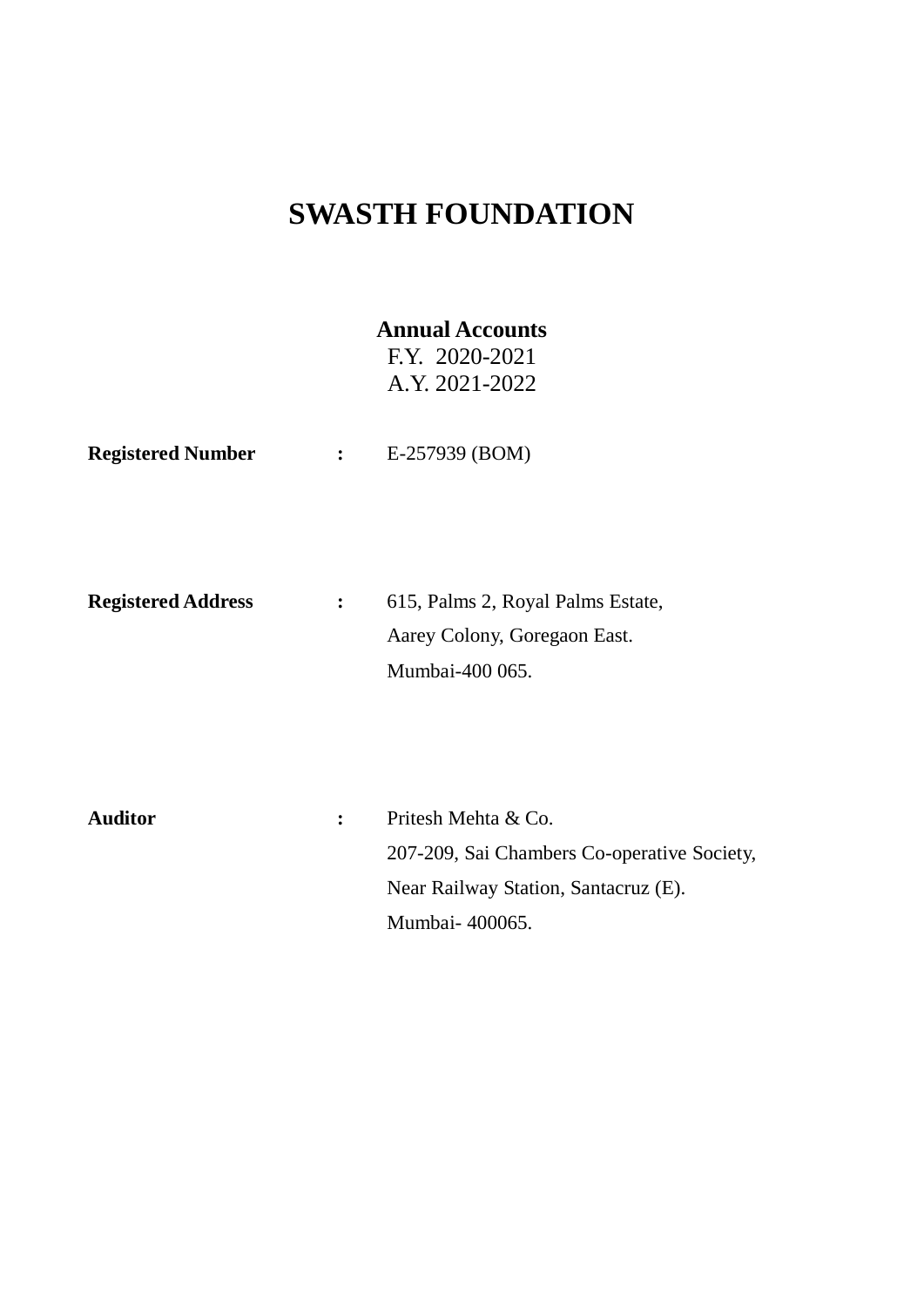# SWASTH FOUNDATION

**Annual Accounts**
F.Y. 2020-2021
A.Y. 2021-2022

| | | |
|---|---|---|
| **Registered Number** | **:** | E-257939 (BOM) |
| **Registered Address** | **:** | 615, Palms 2, Royal Palms Estate,<br>Aarey Colony, Goregaon East.<br>Mumbai-400 065. |
| **Auditor** | **:** | Pritesh Mehta & Co.<br>207-209, Sai Chambers Co-operative Society,<br>Near Railway Station, Santacruz (E).<br>Mumbai- 400065. |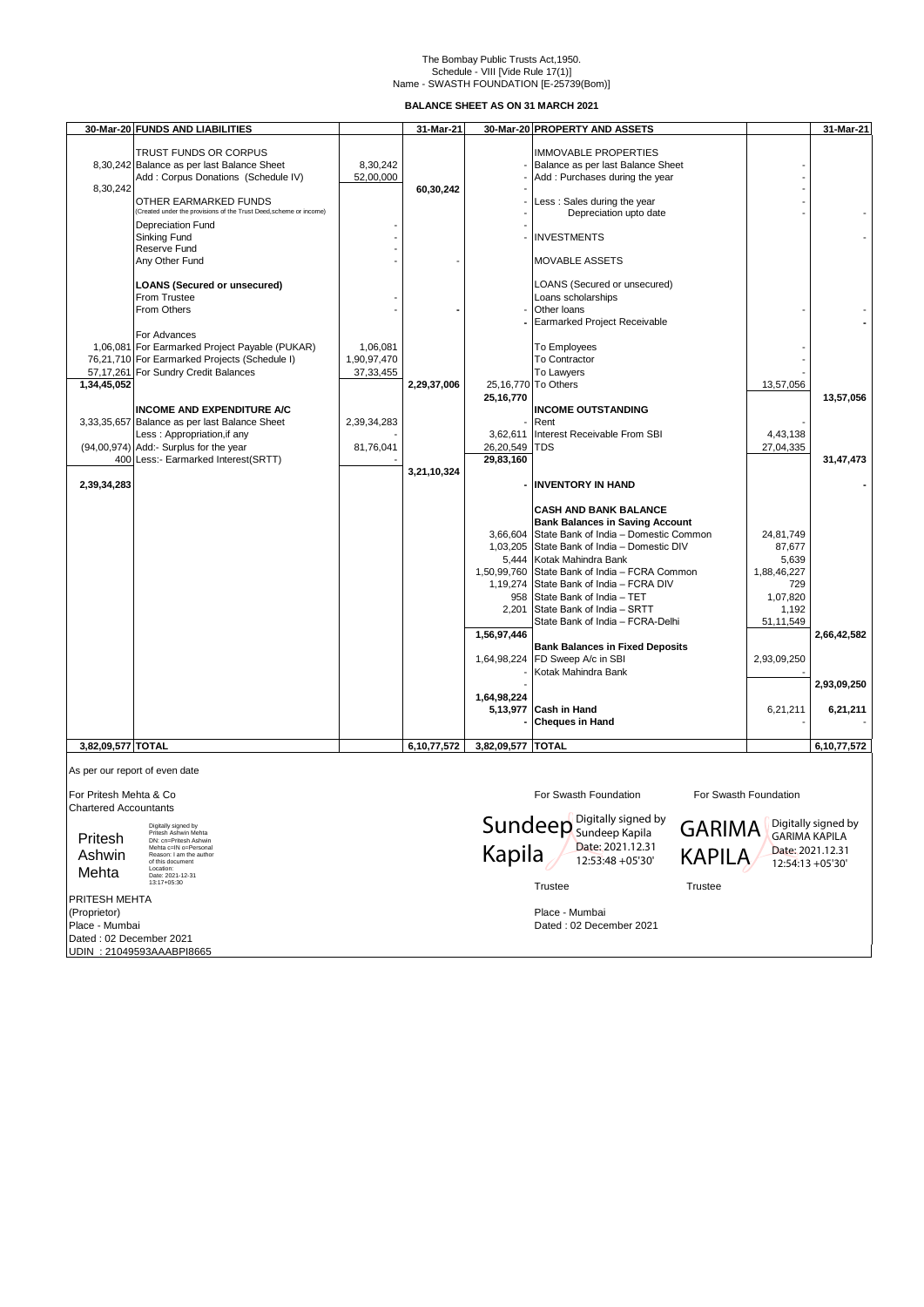The Bombay Public Trusts Act,1950.
Schedule - VIII [Vide Rule 17(1)]
Name - SWASTH FOUNDATION [E-25739(Bom)]

**BALANCE SHEET AS ON 31 MARCH 2021**

| 30-Mar-20 | FUNDS AND LIABILITIES | | 31-Mar-21 | 30-Mar-20 | PROPERTY AND ASSETS | | 31-Mar-21 |
|---|---|---|---|---|---|---|---|
| | TRUST FUNDS OR CORPUS | | | | IMMOVABLE PROPERTIES | | |
| 8,30,242 | Balance as per last Balance Sheet | 8,30,242 | | - | Balance as per last Balance Sheet | - | |
| | Add : Corpus Donations (Schedule IV) | 52,00,000 | | - | Add : Purchases during the year | - | |
| 8,30,242 | | | 60,30,242 | - | | - | |
| | OTHER EARMARKED FUNDS (Created under the provisions of the Trust Deed,scheme or income) | | | - | Less : Sales during the year | - | |
| | | | | - | Depreciation upto date | - | - |
| | Depreciation Fund | - | | - | | | |
| | Sinking Fund | - | | - | INVESTMENTS | | - |
| | Reserve Fund | - | | | | | |
| | Any Other Fund | - | - | | MOVABLE ASSETS | | |
| | **LOANS (Secured or unsecured)** | | | | LOANS (Secured or unsecured) | | |
| | From Trustee | - | | | Loans scholarships | | |
| | From Others | - | - | - | Other loans | - | - |
| | | | | - | Earmarked Project Receivable | | - |
| | For Advances | | | | | | |
| 1,06,081 | For Earmarked Project Payable (PUKAR) | 1,06,081 | | | To Employees | - | |
| 76,21,710 | For Earmarked Projects (Schedule I) | 1,90,97,470 | | | To Contractor | - | |
| 57,17,261 | For Sundry Credit Balances | 37,33,455 | | | To Lawyers | - | |
| **1,34,45,052** | | | 2,29,37,006 | 25,16,770 | To Others | 13,57,056 | |
| | | | | **25,16,770** | | | **13,57,056** |
| | **INCOME AND EXPENDITURE A/C** | | | | **INCOME OUTSTANDING** | | |
| 3,33,35,657 | Balance as per last Balance Sheet | 2,39,34,283 | | - | Rent | - | |
| | Less : Appropriation,if any | - | | 3,62,611 | Interest Receivable From SBI | 4,43,138 | |
| (94,00,974) | Add:- Surplus for the year | 81,76,041 | | 26,20,549 | TDS | 27,04,335 | |
| 400 | Less:- Earmarked Interest(SRTT) | - | | **29,83,160** | | | **31,47,473** |
| | | | 3,21,10,324 | | | | |
| **2,39,34,283** | | | | - | **INVENTORY IN HAND** | | - |
| | | | | | **CASH AND BANK BALANCE** | | |
| | | | | | **Bank Balances in Saving Account** | | |
| | | | | 3,66,604 | State Bank of India – Domestic Common | 24,81,749 | |
| | | | | 1,03,205 | State Bank of India – Domestic DIV | 87,677 | |
| | | | | 5,444 | Kotak Mahindra Bank | 5,639 | |
| | | | | 1,50,99,760 | State Bank of India – FCRA Common | 1,88,46,227 | |
| | | | | 1,19,274 | State Bank of India – FCRA DIV | 729 | |
| | | | | 958 | State Bank of India – TET | 1,07,820 | |
| | | | | 2,201 | State Bank of India – SRTT | 1,192 | |
| | | | | | State Bank of India – FCRA-Delhi | 51,11,549 | |
| | | | | **1,56,97,446** | | | **2,66,42,582** |
| | | | | | **Bank Balances in Fixed Deposits** | | |
| | | | | 1,64,98,224 | FD Sweep A/c in SBI | 2,93,09,250 | |
| | | | | - | Kotak Mahindra Bank | - | |
| | | | | - | | | **2,93,09,250** |
| | | | | **1,64,98,224** | | | |
| | | | | **5,13,977** | **Cash in Hand** | 6,21,211 | **6,21,211** |
| | | | | - | **Cheques in Hand** | - | - |
| **3,82,09,577** | **TOTAL** | | **6,10,77,572** | **3,82,09,577** | **TOTAL** | | **6,10,77,572** |

As per our report of even date

For Pritesh Mehta & Co
Chartered Accountants

Pritesh Ashwin Mehta — Digitally signed by Pritesh Ashwin Mehta, DN: cn=Pritesh Ashwin Mehta c=IN o=Personal, Reason: I am the author of this document, Location:, Date: 2021-12-31 13:17+05:30

PRITESH MEHTA
(Proprietor)
Place - Mumbai
Dated : 02 December 2021
UDIN : 21049593AAABPI8665

For Swasth Foundation

Sundeep Kapila — Digitally signed by Sundeep Kapila, Date: 2021.12.31 12:53:48 +05'30'

Trustee

For Swasth Foundation

GARIMA KAPILA — Digitally signed by GARIMA KAPILA, Date: 2021.12.31 12:54:13 +05'30'

Trustee

Place - Mumbai
Dated : 02 December 2021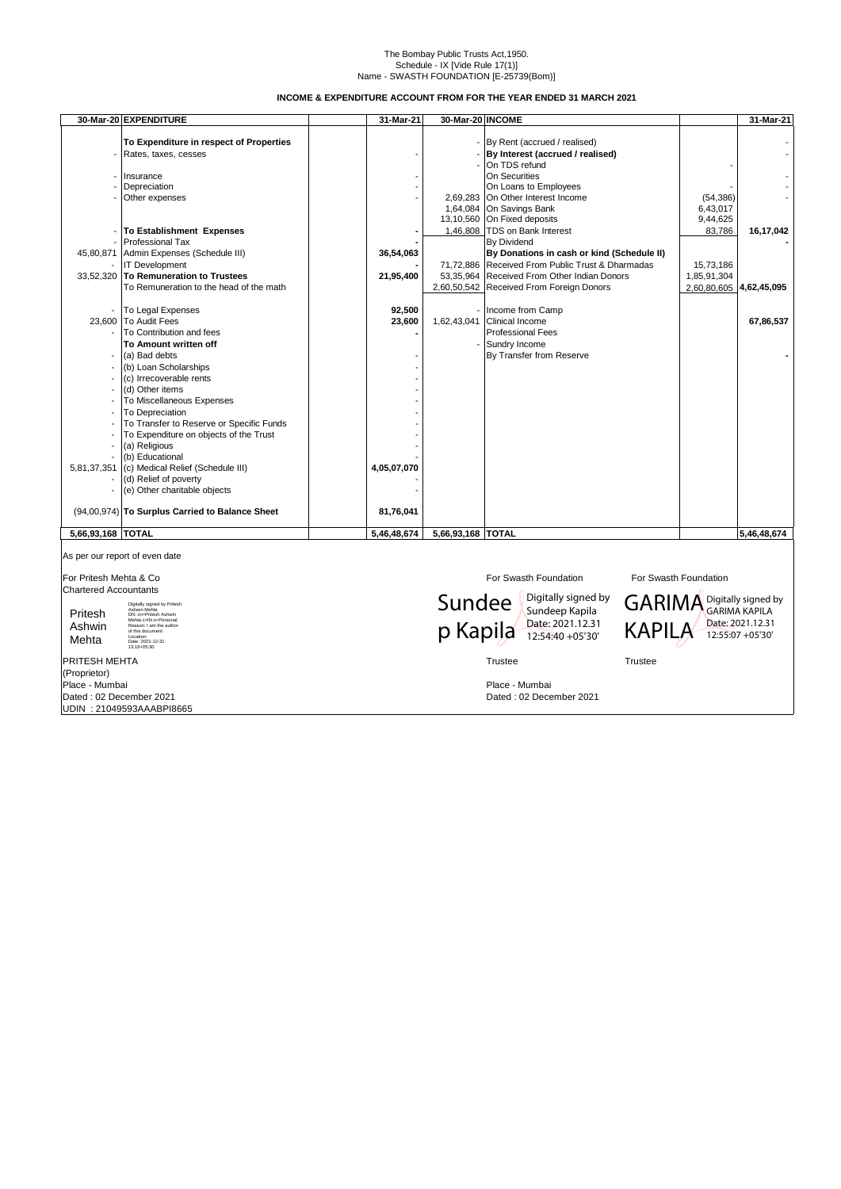The Bombay Public Trusts Act,1950.
Schedule - IX [Vide Rule 17(1)]
Name - SWASTH FOUNDATION [E-25739(Bom)]

**INCOME & EXPENDITURE ACCOUNT FROM FOR THE YEAR ENDED 31 MARCH 2021**

| 30-Mar-20 | EXPENDITURE | | 31-Mar-21 | 30-Mar-20 | INCOME | | 31-Mar-21 |
|---|---|---|---|---|---|---|---|
| | **To Expenditure in respect of Properties** | | | - | By Rent (accrued / realised) | | - |
| - | Rates, taxes, cesses | | - | - | **By Interest (accrued / realised)** | | - |
| | | | | - | On TDS refund | - | |
| - | Insurance | | - | | On Securities | | - |
| - | Depreciation | | - | | On Loans to Employees | - | - |
| - | Other expenses | | - | 2,69,283 | On Other Interest Income | (54,386) | - |
| | | | | 1,64,084 | On Savings Bank | 6,43,017 | |
| | | | | 13,10,560 | On Fixed deposits | 9,44,625 | |
| - | **To Establishment Expenses** | | - | 1,46,808 | TDS on Bank Interest | 83,786 | **16,17,042** |
| - | Professional Tax | | - | | By Dividend | | - |
| 45,80,871 | Admin Expenses (Schedule III) | | **36,54,063** | | **By Donations in cash or kind (Schedule II)** | | |
| - | IT Development | | - | 71,72,886 | Received From Public Trust & Dharmadas | 15,73,186 | |
| 33,52,320 | **To Remuneration to Trustees** | | **21,95,400** | 53,35,964 | Received From Other Indian Donors | 1,85,91,304 | |
| | To Remuneration to the head of the math | | | 2,60,50,542 | Received From Foreign Donors | 2,60,80,605 | **4,62,45,095** |
| - | To Legal Expenses | | **92,500** | - | Income from Camp | | |
| 23,600 | To Audit Fees | | **23,600** | 1,62,43,041 | Clinical Income | | **67,86,537** |
| - | To Contribution and fees | | - | | Professional Fees | | |
| | **To Amount written off** | | | - | Sundry Income | | |
| - | (a) Bad debts | | - | | By Transfer from Reserve | | - |
| - | (b) Loan Scholarships | | - | | | | |
| - | (c) Irrecoverable rents | | - | | | | |
| - | (d) Other items | | - | | | | |
| - | To Miscellaneous Expenses | | - | | | | |
| - | To Depreciation | | - | | | | |
| - | To Transfer to Reserve or Specific Funds | | - | | | | |
| - | To Expenditure on objects of the Trust | | - | | | | |
| - | (a) Religious | | - | | | | |
| - | (b) Educational | | - | | | | |
| 5,81,37,351 | (c) Medical Relief (Schedule III) | | **4,05,07,070** | | | | |
| - | (d) Relief of poverty | | - | | | | |
| - | (e) Other charitable objects | | - | | | | |
| (94,00,974) | **To Surplus Carried to Balance Sheet** | | **81,76,041** | | | | |
| **5,66,93,168** | **TOTAL** | | **5,46,48,674** | **5,66,93,168** | **TOTAL** | | **5,46,48,674** |

As per our report of even date

For Pritesh Mehta & Co
Chartered Accountants

Pritesh Ashwin Mehta
Digitally signed by Pritesh Ashwin Mehta
DN: cn=Pritesh Ashwin Mehta c=IN o=Personal
Reason: I am the author of this document
Location:
Date: 2021-12-31 13:18+05:30

PRITESH MEHTA
(Proprietor)
Place - Mumbai
Dated : 02 December 2021
UDIN : 21049593AAABPI8665

For Swasth Foundation

Sundeep Kapila
Digitally signed by Sundeep Kapila
Date: 2021.12.31 12:54:40 +05'30'

Trustee

For Swasth Foundation

GARIMA KAPILA
Digitally signed by GARIMA KAPILA
Date: 2021.12.31 12:55:07 +05'30'

Trustee

Place - Mumbai
Dated : 02 December 2021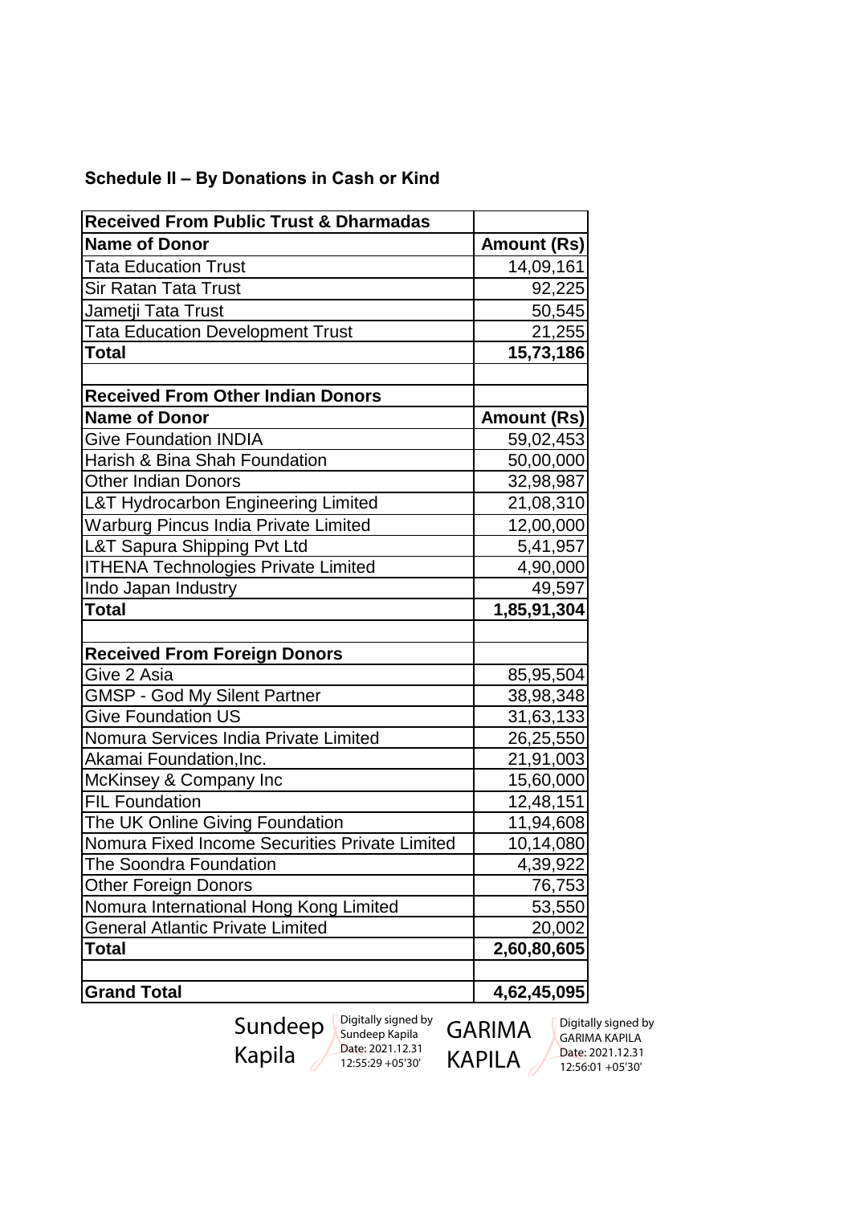**Schedule II – By Donations in Cash or Kind**

| Received From Public Trust & Dharmadas | |
|---|---|
| **Name of Donor** | **Amount (Rs)** |
| Tata Education Trust | 14,09,161 |
| Sir Ratan Tata Trust | 92,225 |
| Jametji Tata Trust | 50,545 |
| Tata Education Development Trust | 21,255 |
| **Total** | **15,73,186** |
| | |
| **Received From Other Indian Donors** | |
| **Name of Donor** | **Amount (Rs)** |
| Give Foundation INDIA | 59,02,453 |
| Harish & Bina Shah Foundation | 50,00,000 |
| Other Indian Donors | 32,98,987 |
| L&T Hydrocarbon Engineering Limited | 21,08,310 |
| Warburg Pincus India Private Limited | 12,00,000 |
| L&T Sapura Shipping Pvt Ltd | 5,41,957 |
| ITHENA Technologies Private Limited | 4,90,000 |
| Indo Japan Industry | 49,597 |
| **Total** | **1,85,91,304** |
| | |
| **Received From Foreign Donors** | |
| Give 2 Asia | 85,95,504 |
| GMSP - God My Silent Partner | 38,98,348 |
| Give Foundation US | 31,63,133 |
| Nomura Services India Private Limited | 26,25,550 |
| Akamai Foundation,Inc. | 21,91,003 |
| McKinsey & Company Inc | 15,60,000 |
| FIL Foundation | 12,48,151 |
| The UK Online Giving Foundation | 11,94,608 |
| Nomura Fixed Income Securities Private Limited | 10,14,080 |
| The Soondra Foundation | 4,39,922 |
| Other Foreign Donors | 76,753 |
| Nomura International Hong Kong Limited | 53,550 |
| General Atlantic Private Limited | 20,002 |
| **Total** | **2,60,80,605** |
| | |
| **Grand Total** | **4,62,45,095** |

Sundeep Kapila — Digitally signed by Sundeep Kapila Date: 2021.12.31 12:55:29 +05'30'

GARIMA KAPILA — Digitally signed by GARIMA KAPILA Date: 2021.12.31 12:56:01 +05'30'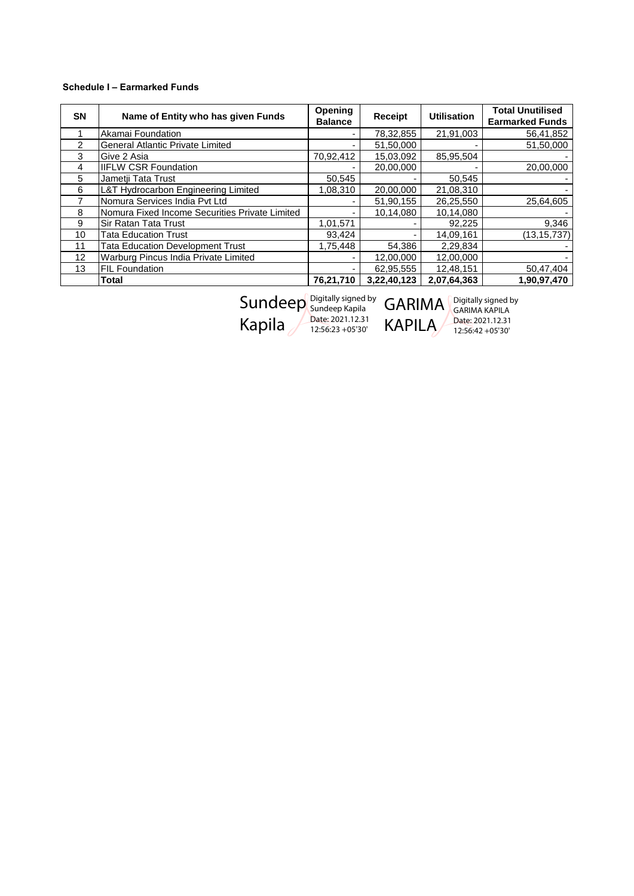**Schedule I – Earmarked Funds**

| SN | Name of Entity who has given Funds | Opening Balance | Receipt | Utilisation | Total Unutilised Earmarked Funds |
|---|---|---|---|---|---|
| 1 | Akamai Foundation | - | 78,32,855 | 21,91,003 | 56,41,852 |
| 2 | General Atlantic Private Limited | - | 51,50,000 | - | 51,50,000 |
| 3 | Give 2 Asia | 70,92,412 | 15,03,092 | 85,95,504 | - |
| 4 | IIFLW CSR Foundation | - | 20,00,000 | - | 20,00,000 |
| 5 | Jametji Tata Trust | 50,545 | - | 50,545 | - |
| 6 | L&T Hydrocarbon Engineering Limited | 1,08,310 | 20,00,000 | 21,08,310 | - |
| 7 | Nomura Services India Pvt Ltd | - | 51,90,155 | 26,25,550 | 25,64,605 |
| 8 | Nomura Fixed Income Securities Private Limited | - | 10,14,080 | 10,14,080 | - |
| 9 | Sir Ratan Tata Trust | 1,01,571 | - | 92,225 | 9,346 |
| 10 | Tata Education Trust | 93,424 | - | 14,09,161 | (13,15,737) |
| 11 | Tata Education Development Trust | 1,75,448 | 54,386 | 2,29,834 | - |
| 12 | Warburg Pincus India Private Limited | - | 12,00,000 | 12,00,000 | - |
| 13 | FIL Foundation | - | 62,95,555 | 12,48,151 | 50,47,404 |
| | **Total** | **76,21,710** | **3,22,40,123** | **2,07,64,363** | **1,90,97,470** |

Sundeep Kapila Digitally signed by Sundeep Kapila Date: 2021.12.31 12:56:23 +05'30'

GARIMA KAPILA Digitally signed by GARIMA KAPILA Date: 2021.12.31 12:56:42 +05'30'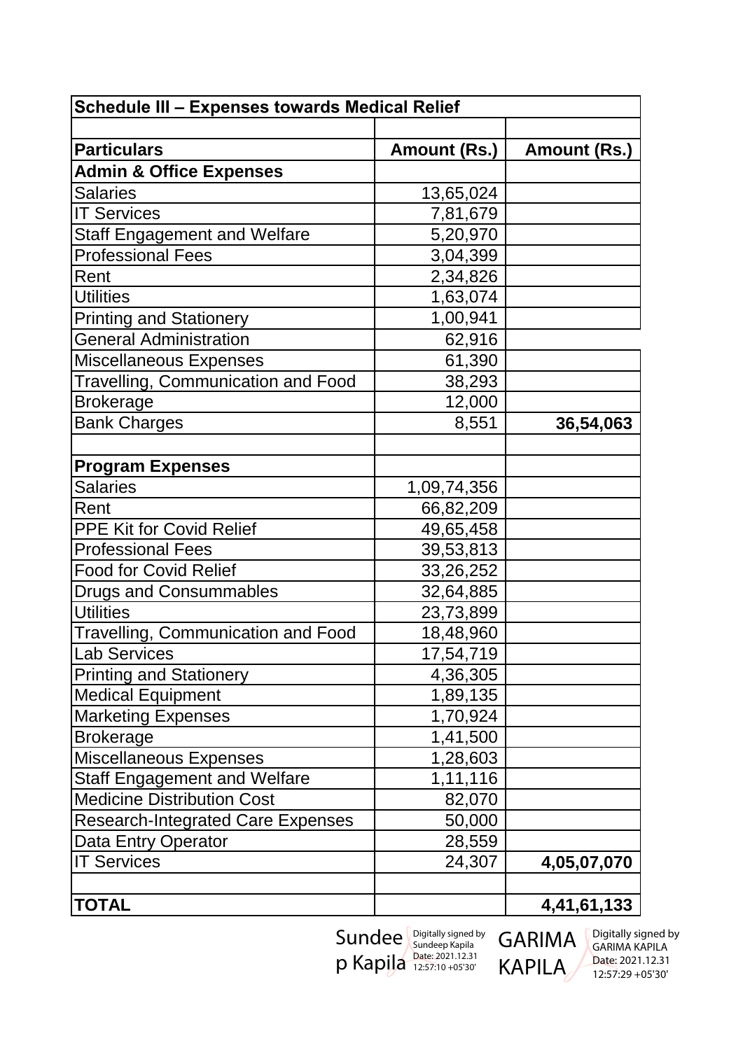| Schedule III – Expenses towards Medical Relief | | |
|---|---|---|
| | | |
| **Particulars** | **Amount (Rs.)** | **Amount (Rs.)** |
| **Admin & Office Expenses** | | |
| Salaries | 13,65,024 | |
| IT Services | 7,81,679 | |
| Staff Engagement and Welfare | 5,20,970 | |
| Professional Fees | 3,04,399 | |
| Rent | 2,34,826 | |
| Utilities | 1,63,074 | |
| Printing and Stationery | 1,00,941 | |
| General Administration | 62,916 | |
| Miscellaneous Expenses | 61,390 | |
| Travelling, Communication and Food | 38,293 | |
| Brokerage | 12,000 | |
| Bank Charges | 8,551 | **36,54,063** |
| | | |
| **Program Expenses** | | |
| Salaries | 1,09,74,356 | |
| Rent | 66,82,209 | |
| PPE Kit for Covid Relief | 49,65,458 | |
| Professional Fees | 39,53,813 | |
| Food for Covid Relief | 33,26,252 | |
| Drugs and Consummables | 32,64,885 | |
| Utilities | 23,73,899 | |
| Travelling, Communication and Food | 18,48,960 | |
| Lab Services | 17,54,719 | |
| Printing and Stationery | 4,36,305 | |
| Medical Equipment | 1,89,135 | |
| Marketing Expenses | 1,70,924 | |
| Brokerage | 1,41,500 | |
| Miscellaneous Expenses | 1,28,603 | |
| Staff Engagement and Welfare | 1,11,116 | |
| Medicine Distribution Cost | 82,070 | |
| Research-Integrated Care Expenses | 50,000 | |
| Data Entry Operator | 28,559 | |
| IT Services | 24,307 | **4,05,07,070** |
| | | |
| **TOTAL** | | **4,41,61,133** |

Sundeep Kapila — Digitally signed by Sundeep Kapila Date: 2021.12.31 12:57:10 +05'30'

GARIMA KAPILA — Digitally signed by GARIMA KAPILA Date: 2021.12.31 12:57:29 +05'30'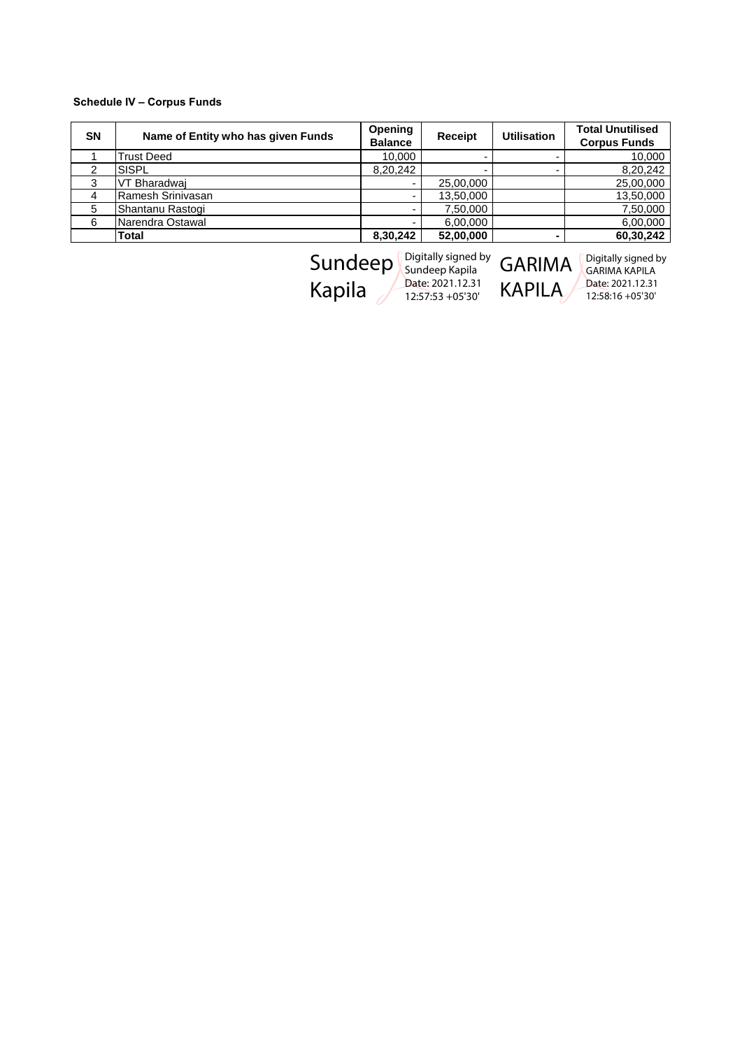**Schedule IV – Corpus Funds**

| SN | Name of Entity who has given Funds | Opening Balance | Receipt | Utilisation | Total Unutilised Corpus Funds |
|---|---|---|---|---|---|
| 1 | Trust Deed | 10,000 | - | - | 10,000 |
| 2 | SISPL | 8,20,242 | - | - | 8,20,242 |
| 3 | VT Bharadwaj | - | 25,00,000 | | 25,00,000 |
| 4 | Ramesh Srinivasan | - | 13,50,000 | | 13,50,000 |
| 5 | Shantanu Rastogi | - | 7,50,000 | | 7,50,000 |
| 6 | Narendra Ostawal | - | 6,00,000 | | 6,00,000 |
| | **Total** | **8,30,242** | **52,00,000** | **-** | **60,30,242** |

Sundeep Kapila — Digitally signed by Sundeep Kapila Date: 2021.12.31 12:57:53 +05'30'

GARIMA KAPILA — Digitally signed by GARIMA KAPILA Date: 2021.12.31 12:58:16 +05'30'